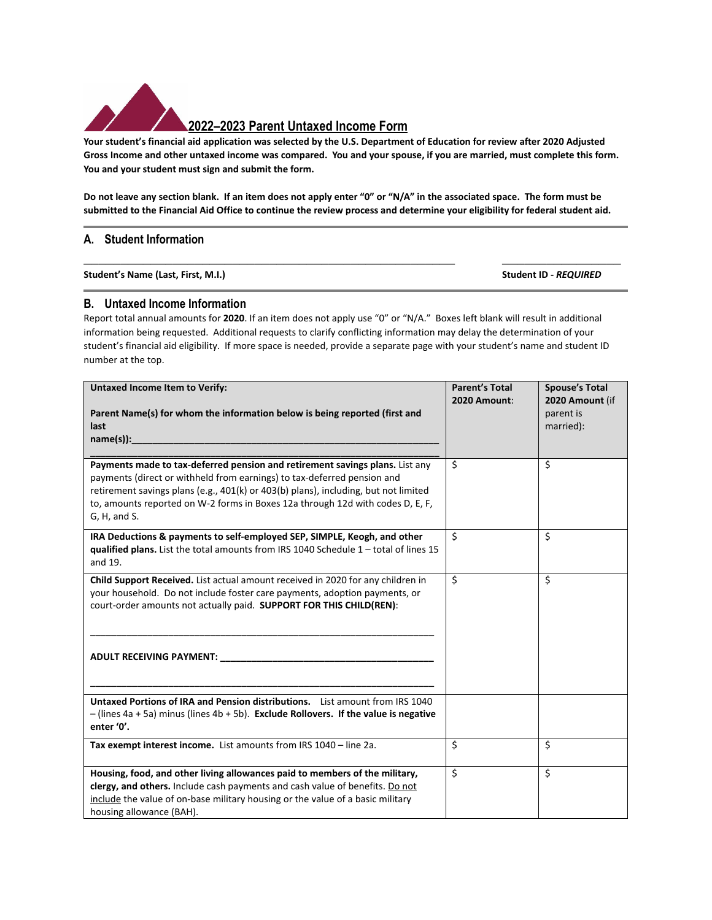# 2022–2023 Parent Untaxed Income Form

**Your student's financial aid application was selected by the U.S. Department of Education for review after 2020 Adjusted Gross Income and other untaxed income was compared. You and your spouse, if you are married, must complete this form. You and your student must sign and submit the form.**

**Do not leave any section blank. If an item does not apply enter "0" or "N/A" in the associated space. The form must be submitted to the Financial Aid Office to continue the review process and determine your eligibility for federal student aid.**

## A. Student Information

______________________________________________________________________ ______________________

**Student's Name (Last, First, M.I.)** **Student ID -** ***REQUIRED***

## B. Untaxed Income Information

Report total annual amounts for **2020**. If an item does not apply use "0" or "N/A." Boxes left blank will result in additional information being requested. Additional requests to clarify conflicting information may delay the determination of your student's financial aid eligibility. If more space is needed, provide a separate page with your student's name and student ID number at the top.

| **Untaxed Income Item to Verify:** **Parent Name(s) for whom the information below is being reported (first and last name(s)):**______________________________ | **Parent's Total 2020 Amount**: | **Spouse's Total 2020 Amount** (if parent is married): |
|---|---|---|
| **Payments made to tax-deferred pension and retirement savings plans.** List any payments (direct or withheld from earnings) to tax-deferred pension and retirement savings plans (e.g., 401(k) or 403(b) plans), including, but not limited to, amounts reported on W-2 forms in Boxes 12a through 12d with codes D, E, F, G, H, and S. | $ | $ |
| **IRA Deductions & payments to self-employed SEP, SIMPLE, Keogh, and other qualified plans.** List the total amounts from IRS 1040 Schedule 1 – total of lines 15 and 19. | $ | $ |
| **Child Support Received.** List actual amount received in 2020 for any children in your household. Do not include foster care payments, adoption payments, or court-order amounts not actually paid. **SUPPORT FOR THIS CHILD(REN)**: ______________________________ **ADULT RECEIVING PAYMENT:** ______________________________ | $ | $ |
| **Untaxed Portions of IRA and Pension distributions.** List amount from IRS 1040 – (lines 4a + 5a) minus (lines 4b + 5b). **Exclude Rollovers. If the value is negative enter '0'.** | | |
| **Tax exempt interest income.** List amounts from IRS 1040 – line 2a. | $ | $ |
| **Housing, food, and other living allowances paid to members of the military, clergy, and others.** Include cash payments and cash value of benefits. Do not include the value of on-base military housing or the value of a basic military housing allowance (BAH). | $ | $ |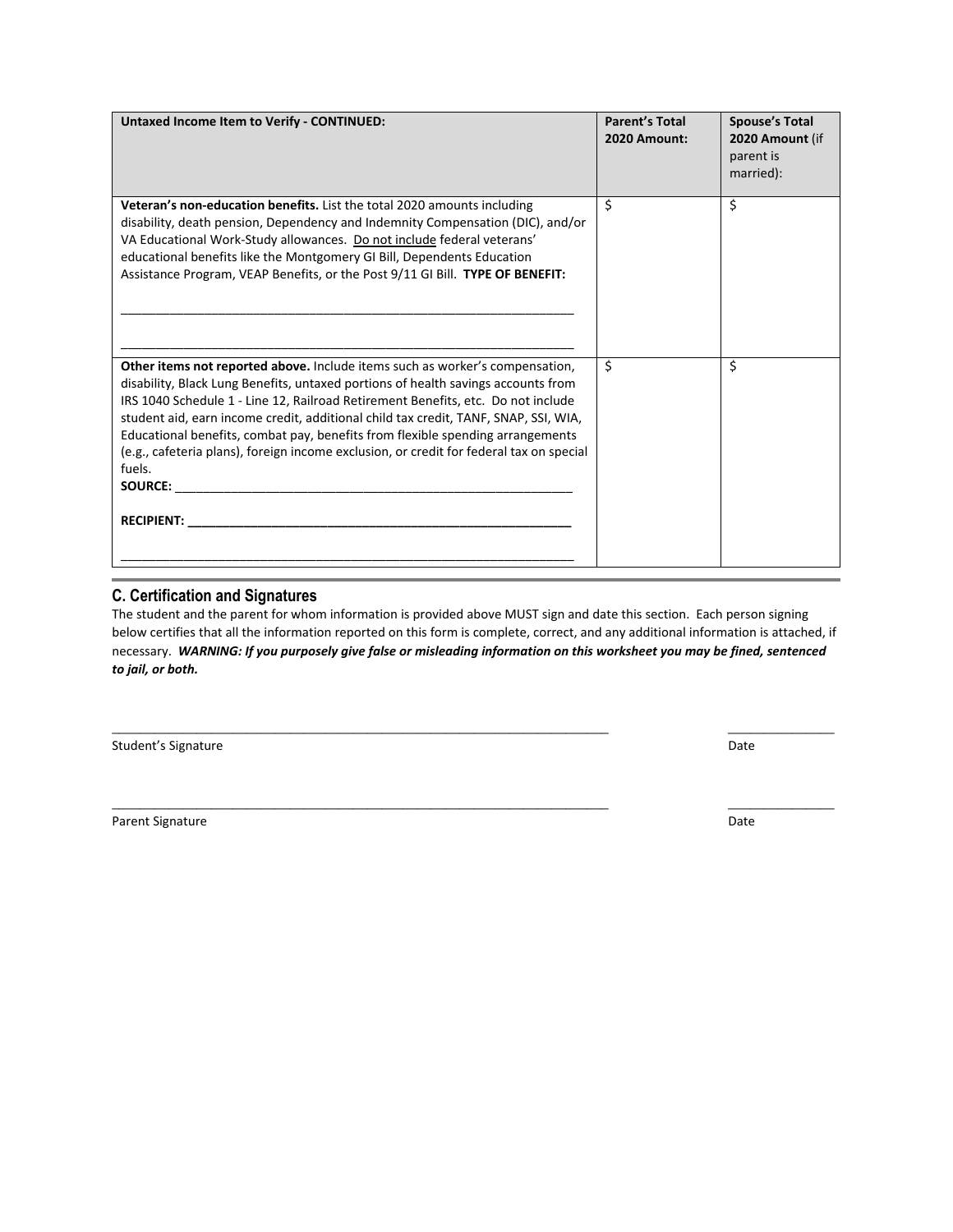| Untaxed Income Item to Verify - CONTINUED: | Parent's Total 2020 Amount: | Spouse's Total 2020 Amount (if parent is married): |
|---|---|---|
| **Veteran's non-education benefits.** List the total 2020 amounts including disability, death pension, Dependency and Indemnity Compensation (DIC), and/or VA Educational Work-Study allowances. Do not include federal veterans' educational benefits like the Montgomery GI Bill, Dependents Education Assistance Program, VEAP Benefits, or the Post 9/11 GI Bill. **TYPE OF BENEFIT:** ______________________________ ______________________________ | $ | $ |
| **Other items not reported above.** Include items such as worker's compensation, disability, Black Lung Benefits, untaxed portions of health savings accounts from IRS 1040 Schedule 1 - Line 12, Railroad Retirement Benefits, etc. Do not include student aid, earn income credit, additional child tax credit, TANF, SNAP, SSI, WIA, Educational benefits, combat pay, benefits from flexible spending arrangements (e.g., cafeteria plans), foreign income exclusion, or credit for federal tax on special fuels. **SOURCE:** ______________________________ **RECIPIENT:** ______________________________ ______________________________ | $ | $ |

## C. Certification and Signatures

The student and the parent for whom information is provided above MUST sign and date this section. Each person signing below certifies that all the information reported on this form is complete, correct, and any additional information is attached, if necessary. ***WARNING: If you purposely give false or misleading information on this worksheet you may be fined, sentenced to jail, or both.***

______________________________________________ ______________

Student's Signature Date

______________________________________________ ______________

Parent Signature Date